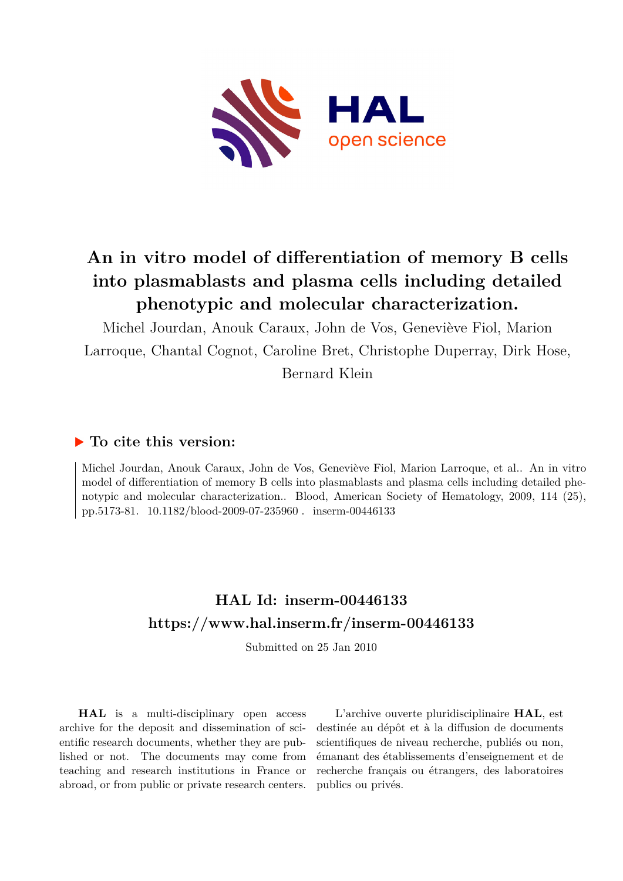# An in vitro model of differentiation of memory B cells into plasmablasts and plasma cells including detailed phenotypic and molecular characterization.

Michel Jourdan, Anouk Caraux, John de Vos, Geneviève Fiol, Marion Larroque, Chantal Cognot, Caroline Bret, Christophe Duperray, Dirk Hose, Bernard Klein

## ▶ To cite this version:

Michel Jourdan, Anouk Caraux, John de Vos, Geneviève Fiol, Marion Larroque, et al.. An in vitro model of differentiation of memory B cells into plasmablasts and plasma cells including detailed phenotypic and molecular characterization.. Blood, American Society of Hematology, 2009, 114 (25), pp.5173-81. 10.1182/blood-2009-07-235960 . inserm-00446133

## HAL Id: inserm-00446133
## https://www.hal.inserm.fr/inserm-00446133

Submitted on 25 Jan 2010

**HAL** is a multi-disciplinary open access archive for the deposit and dissemination of scientific research documents, whether they are published or not. The documents may come from teaching and research institutions in France or abroad, or from public or private research centers.

L'archive ouverte pluridisciplinaire **HAL**, est destinée au dépôt et à la diffusion de documents scientifiques de niveau recherche, publiés ou non, émanant des établissements d'enseignement et de recherche français ou étrangers, des laboratoires publics ou privés.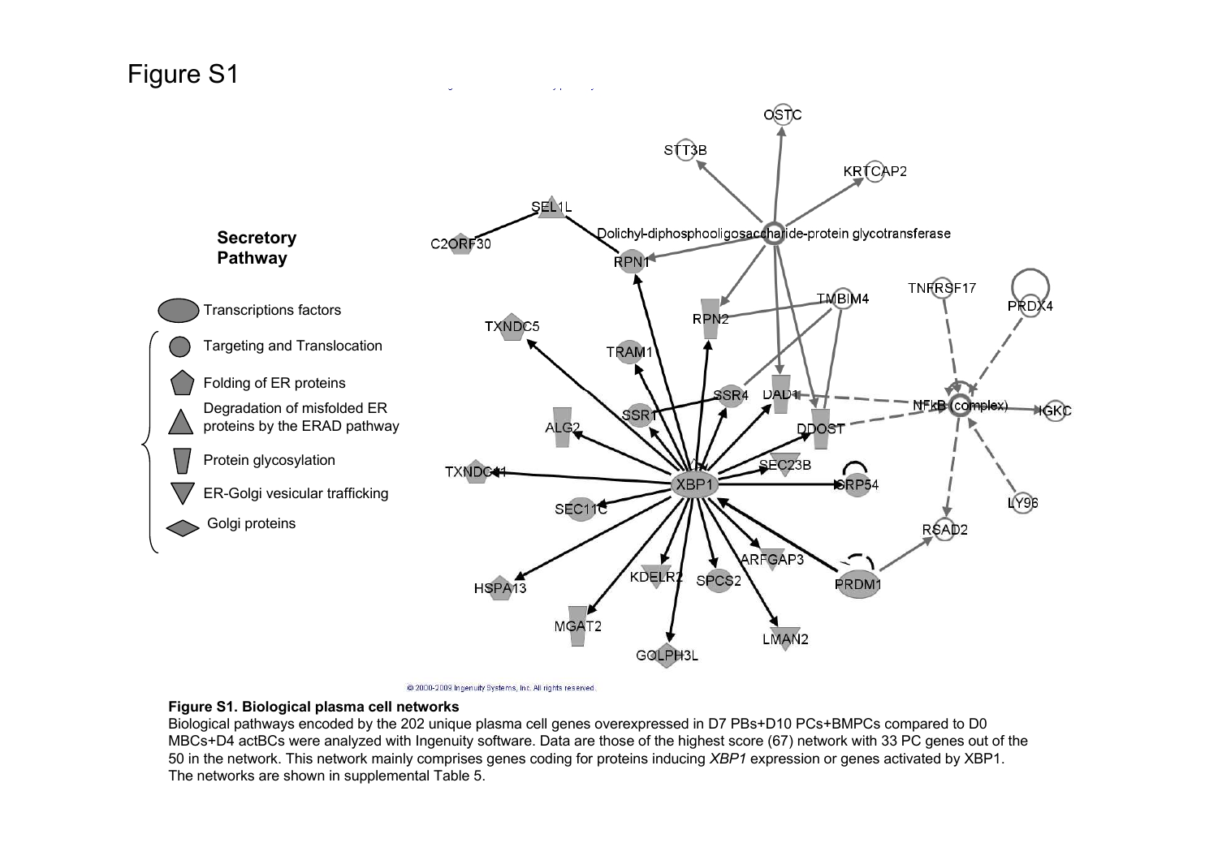# Figure S1

**Figure S1. Biological plasma cell networks**

Biological pathways encoded by the 202 unique plasma cell genes overexpressed in D7 PBs+D10 PCs+BMPCs compared to D0 MBCs+D4 actBCs were analyzed with Ingenuity software. Data are those of the highest score (67) network with 33 PC genes out of the 50 in the network. This network mainly comprises genes coding for proteins inducing *XBP1* expression or genes activated by XBP1. The networks are shown in supplemental Table 5.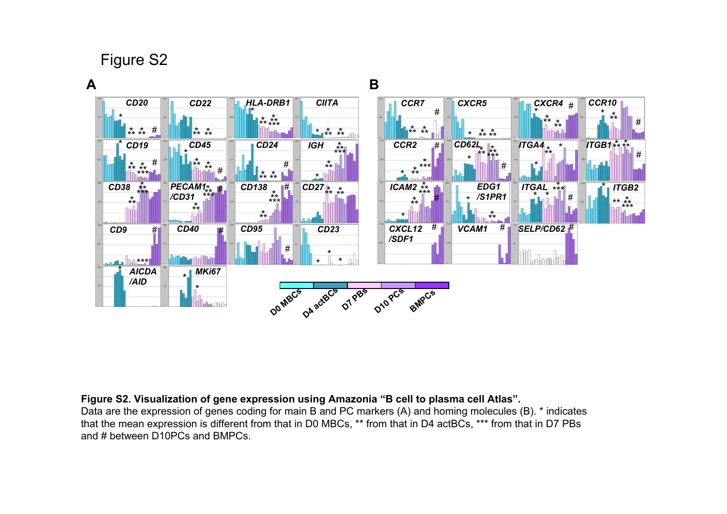Figure S2

**Figure S2. Visualization of gene expression using Amazonia “B cell to plasma cell Atlas”.**
Data are the expression of genes coding for main B and PC markers (A) and homing molecules (B). * indicates that the mean expression is different from that in D0 MBCs, ** from that in D4 actBCs, *** from that in D7 PBs and # between D10PCs and BMPCs.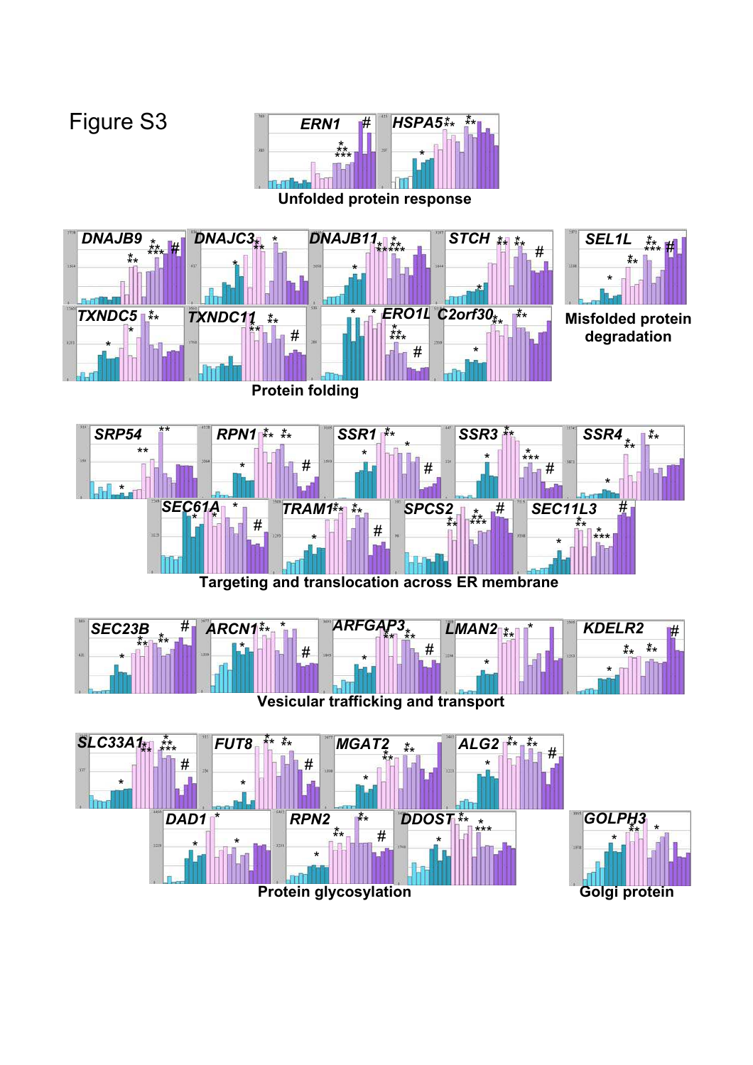# Figure S3

ERN1 HSPA5

Unfolded protein response

DNAJB9 DNAJC3 DNAJB11 STCH

TXNDC5 TXNDC11 ERO1L C2orf30

Protein folding

SEL1L

Misfolded protein degradation

SRP54 RPN1 SSR1 SSR3 SSR4

SEC61A TRAM1 SPCS2 SEC11L3

Targeting and translocation across ER membrane

SEC23B ARCN1 ARFGAP3 LMAN2 KDELR2

Vesicular trafficking and transport

SLC33A1 FUT8 MGAT2 ALG2

DAD1 RPN2 DDOST

Protein glycosylation

GOLPH3

Golgi protein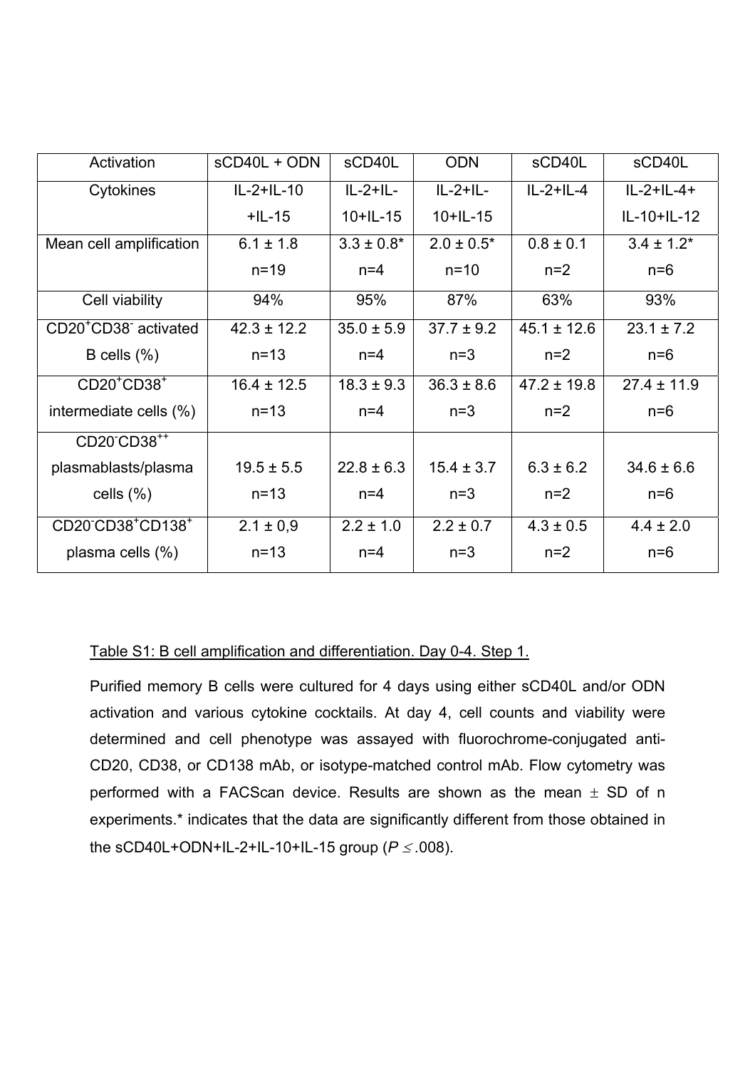| Activation | sCD40L + ODN | sCD40L | ODN | sCD40L | sCD40L |
|---|---|---|---|---|---|
| Cytokines | IL-2+IL-10 +IL-15 | IL-2+IL-10+IL-15 | IL-2+IL-10+IL-15 | IL-2+IL-4 | IL-2+IL-4+ IL-10+IL-12 |
| Mean cell amplification | 6.1 ± 1.8 n=19 | 3.3 ± 0.8* n=4 | 2.0 ± 0.5* n=10 | 0.8 ± 0.1 n=2 | 3.4 ± 1.2* n=6 |
| Cell viability | 94% | 95% | 87% | 63% | 93% |
| $CD20^+CD38^-$ activated B cells (%) | 42.3 ± 12.2 n=13 | 35.0 ± 5.9 n=4 | 37.7 ± 9.2 n=3 | 45.1 ± 12.6 n=2 | 23.1 ± 7.2 n=6 |
| $CD20^+CD38^+$ intermediate cells (%) | 16.4 ± 12.5 n=13 | 18.3 ± 9.3 n=4 | 36.3 ± 8.6 n=3 | 47.2 ± 19.8 n=2 | 27.4 ± 11.9 n=6 |
| $CD20^-CD38^{++}$ plasmablasts/plasma cells (%) | 19.5 ± 5.5 n=13 | 22.8 ± 6.3 n=4 | 15.4 ± 3.7 n=3 | 6.3 ± 6.2 n=2 | 34.6 ± 6.6 n=6 |
| $CD20^-CD38^+CD138^+$ plasma cells (%) | 2.1 ± 0,9 n=13 | 2.2 ± 1.0 n=4 | 2.2 ± 0.7 n=3 | 4.3 ± 0.5 n=2 | 4.4 ± 2.0 n=6 |

Table S1: B cell amplification and differentiation. Day 0-4. Step 1.

Purified memory B cells were cultured for 4 days using either sCD40L and/or ODN activation and various cytokine cocktails. At day 4, cell counts and viability were determined and cell phenotype was assayed with fluorochrome-conjugated anti-CD20, CD38, or CD138 mAb, or isotype-matched control mAb. Flow cytometry was performed with a FACScan device. Results are shown as the mean ± SD of n experiments.* indicates that the data are significantly different from those obtained in the sCD40L+ODN+IL-2+IL-10+IL-15 group ($P \leq .008$).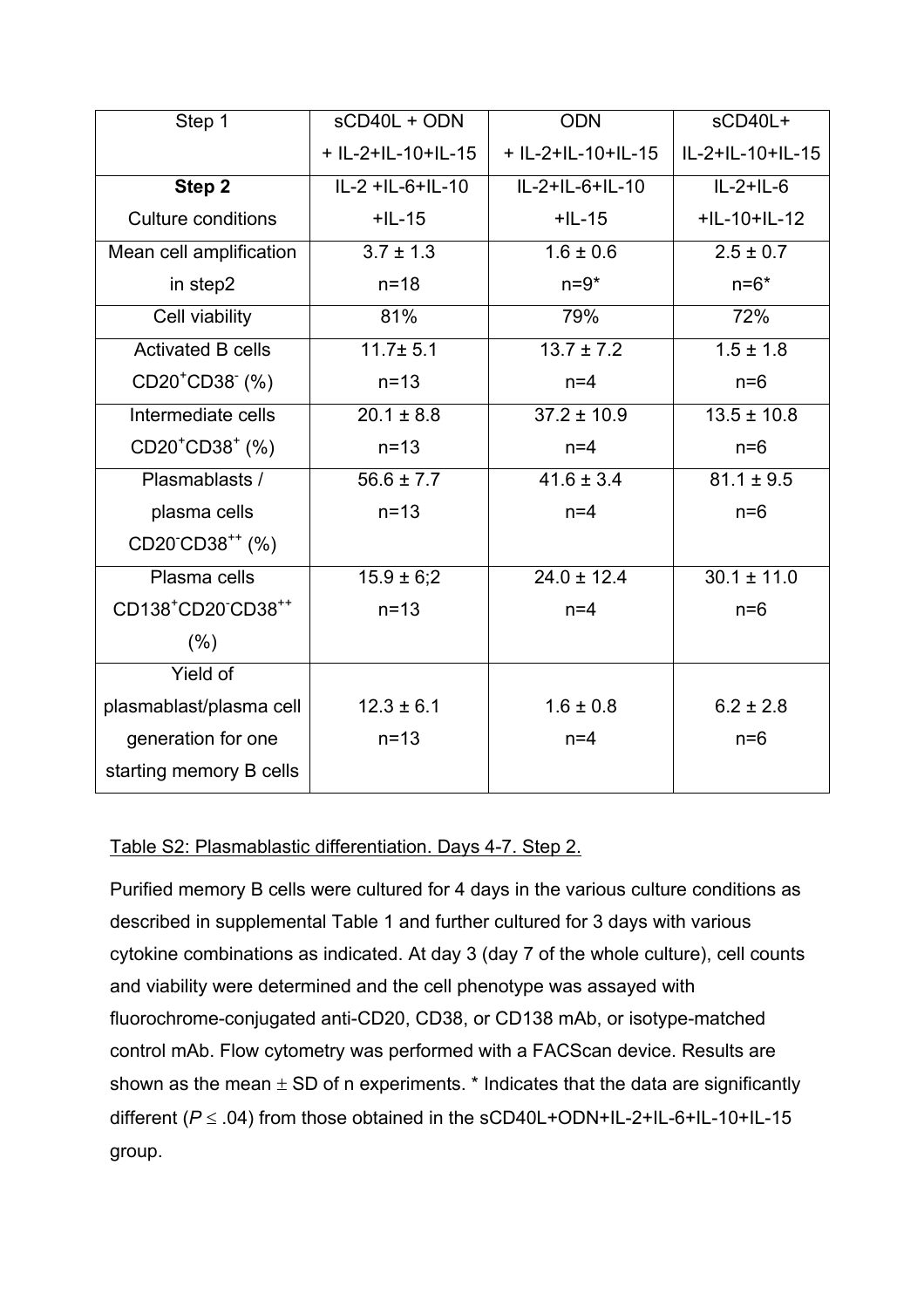| Step 1 | sCD40L + ODN + IL-2+IL-10+IL-15 | ODN + IL-2+IL-10+IL-15 | sCD40L+ IL-2+IL-10+IL-15 |
|---|---|---|---|
| **Step 2** Culture conditions | IL-2 +IL-6+IL-10 +IL-15 | IL-2+IL-6+IL-10 +IL-15 | IL-2+IL-6 +IL-10+IL-12 |
| Mean cell amplification in step2 | 3.7 ± 1.3 n=18 | 1.6 ± 0.6 n=9* | 2.5 ± 0.7 n=6* |
| Cell viability | 81% | 79% | 72% |
| Activated B cells $CD20^{+}CD38^{-}$ (%) | 11.7± 5.1 n=13 | 13.7 ± 7.2 n=4 | 1.5 ± 1.8 n=6 |
| Intermediate cells $CD20^{+}CD38^{+}$ (%) | 20.1 ± 8.8 n=13 | 37.2 ± 10.9 n=4 | 13.5 ± 10.8 n=6 |
| Plasmablasts / plasma cells $CD20^{-}CD38^{++}$ (%) | 56.6 ± 7.7 n=13 | 41.6 ± 3.4 n=4 | 81.1 ± 9.5 n=6 |
| Plasma cells $CD138^{+}CD20^{-}CD38^{++}$ (%) | 15.9 ± 6;2 n=13 | 24.0 ± 12.4 n=4 | 30.1 ± 11.0 n=6 |
| Yield of plasmablast/plasma cell generation for one starting memory B cells | 12.3 ± 6.1 n=13 | 1.6 ± 0.8 n=4 | 6.2 ± 2.8 n=6 |

Table S2: Plasmablastic differentiation. Days 4-7. Step 2.

Purified memory B cells were cultured for 4 days in the various culture conditions as described in supplemental Table 1 and further cultured for 3 days with various cytokine combinations as indicated. At day 3 (day 7 of the whole culture), cell counts and viability were determined and the cell phenotype was assayed with fluorochrome-conjugated anti-CD20, CD38, or CD138 mAb, or isotype-matched control mAb. Flow cytometry was performed with a FACScan device. Results are shown as the mean ± SD of n experiments. * Indicates that the data are significantly different ($P \leq .04$) from those obtained in the sCD40L+ODN+IL-2+IL-6+IL-10+IL-15 group.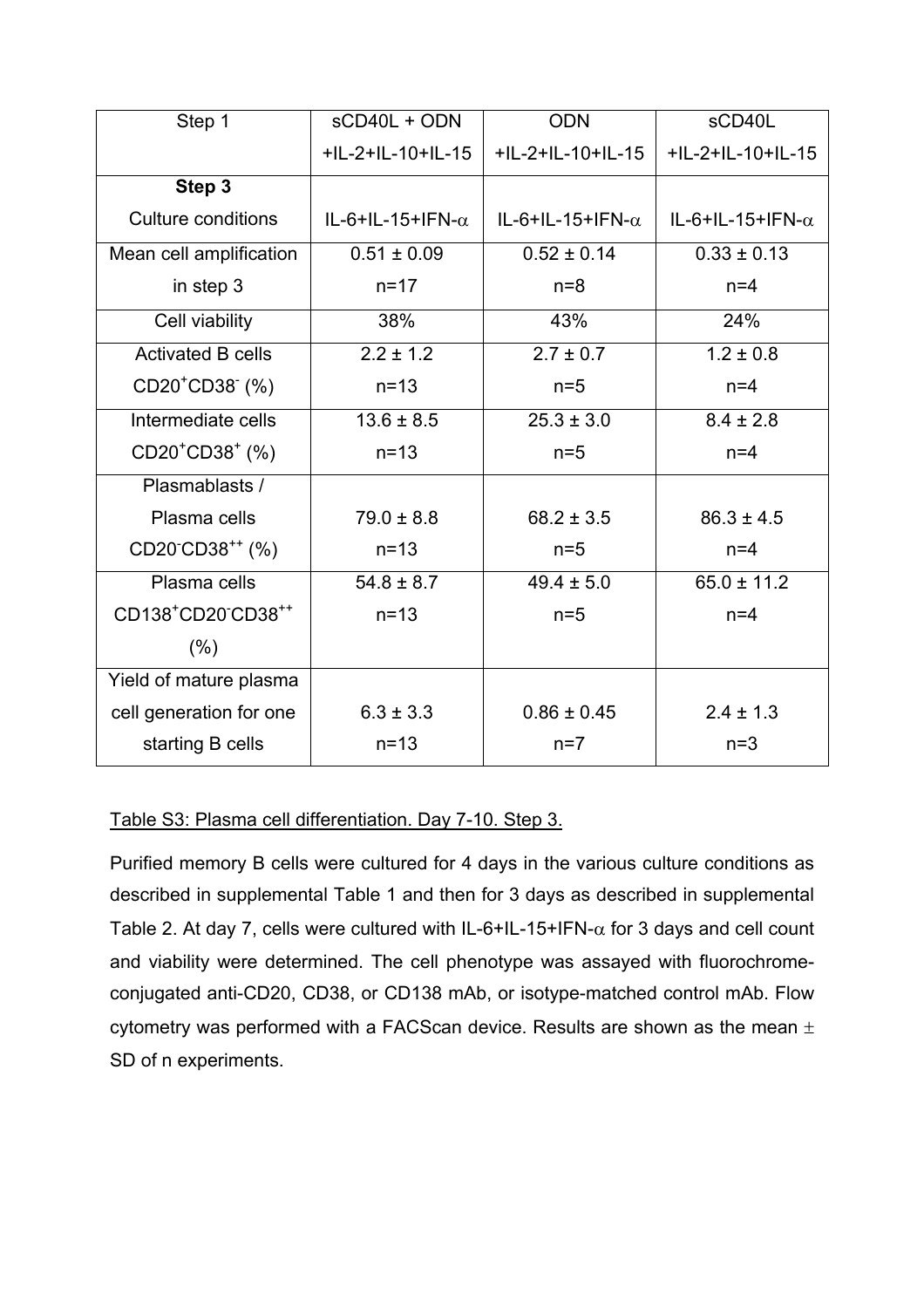| Step 1 | sCD40L + ODN +IL-2+IL-10+IL-15 | ODN +IL-2+IL-10+IL-15 | sCD40L +IL-2+IL-10+IL-15 |
|---|---|---|---|
| **Step 3** Culture conditions | IL-6+IL-15+IFN-$\alpha$ | IL-6+IL-15+IFN-$\alpha$ | IL-6+IL-15+IFN-$\alpha$ |
| Mean cell amplification in step 3 | 0.51 ± 0.09 n=17 | 0.52 ± 0.14 n=8 | 0.33 ± 0.13 n=4 |
| Cell viability | 38% | 43% | 24% |
| Activated B cells $CD20^{+}CD38^{-}$ (%) | 2.2 ± 1.2 n=13 | 2.7 ± 0.7 n=5 | 1.2 ± 0.8 n=4 |
| Intermediate cells $CD20^{+}CD38^{+}$ (%) | 13.6 ± 8.5 n=13 | 25.3 ± 3.0 n=5 | 8.4 ± 2.8 n=4 |
| Plasmablasts / Plasma cells $CD20^{-}CD38^{++}$ (%) | 79.0 ± 8.8 n=13 | 68.2 ± 3.5 n=5 | 86.3 ± 4.5 n=4 |
| Plasma cells $CD138^{+}CD20^{-}CD38^{++}$ (%) | 54.8 ± 8.7 n=13 | 49.4 ± 5.0 n=5 | 65.0 ± 11.2 n=4 |
| Yield of mature plasma cell generation for one starting B cells | 6.3 ± 3.3 n=13 | 0.86 ± 0.45 n=7 | 2.4 ± 1.3 n=3 |

Table S3: Plasma cell differentiation. Day 7-10. Step 3.

Purified memory B cells were cultured for 4 days in the various culture conditions as described in supplemental Table 1 and then for 3 days as described in supplemental Table 2. At day 7, cells were cultured with IL-6+IL-15+IFN-$\alpha$ for 3 days and cell count and viability were determined. The cell phenotype was assayed with fluorochrome-conjugated anti-CD20, CD38, or CD138 mAb, or isotype-matched control mAb. Flow cytometry was performed with a FACScan device. Results are shown as the mean ± SD of n experiments.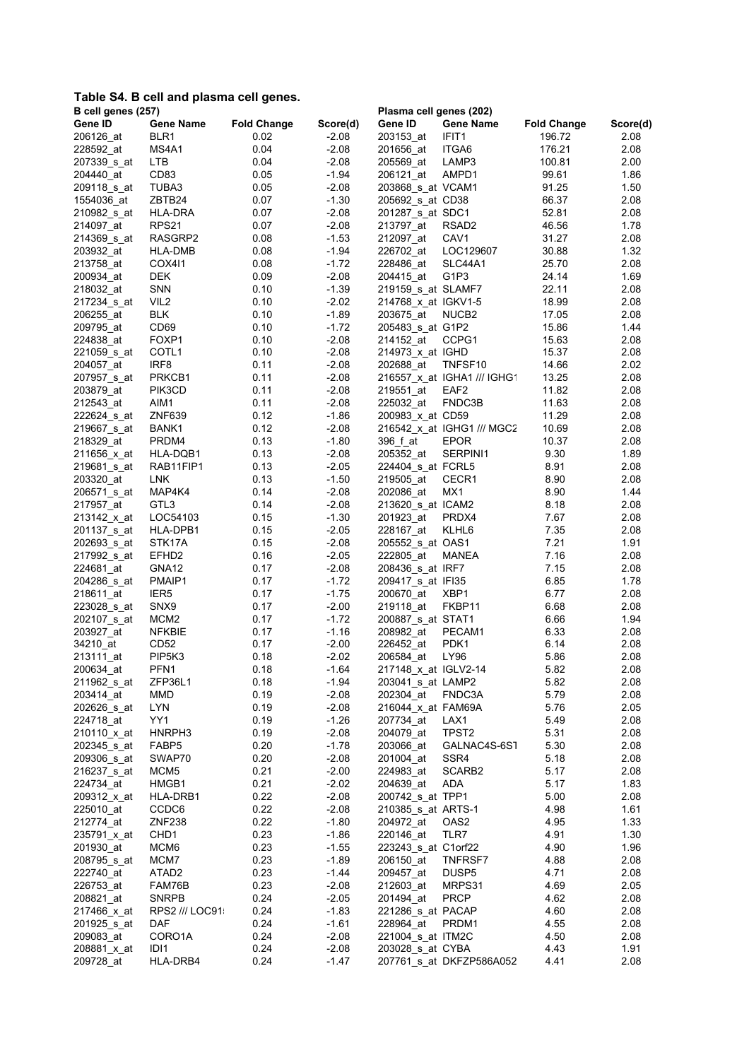## Table S4. B cell and plasma cell genes.

| B cell genes (257) | | | | Plasma cell genes (202) | | | |
|---|---|---|---|---|---|---|---|
| Gene ID | Gene Name | Fold Change | Score(d) | Gene ID | Gene Name | Fold Change | Score(d) |
| 206126_at | BLR1 | 0.02 | -2.08 | 203153_at | IFIT1 | 196.72 | 2.08 |
| 228592_at | MS4A1 | 0.04 | -2.08 | 201656_at | ITGA6 | 176.21 | 2.08 |
| 207339_s_at | LTB | 0.04 | -2.08 | 205569_at | LAMP3 | 100.81 | 2.00 |
| 204440_at | CD83 | 0.05 | -1.94 | 206121_at | AMPD1 | 99.61 | 1.86 |
| 209118_s_at | TUBA3 | 0.05 | -2.08 | 203868_s_at | VCAM1 | 91.25 | 1.50 |
| 1554036_at | ZBTB24 | 0.07 | -1.30 | 205692_s_at | CD38 | 66.37 | 2.08 |
| 210982_s_at | HLA-DRA | 0.07 | -2.08 | 201287_s_at | SDC1 | 52.81 | 2.08 |
| 214097_at | RPS21 | 0.07 | -2.08 | 213797_at | RSAD2 | 46.56 | 1.78 |
| 214369_s_at | RASGRP2 | 0.08 | -1.53 | 212097_at | CAV1 | 31.27 | 2.08 |
| 203932_at | HLA-DMB | 0.08 | -1.94 | 226702_at | LOC129607 | 30.88 | 1.32 |
| 213758_at | COX4I1 | 0.08 | -1.72 | 228486_at | SLC44A1 | 25.70 | 2.08 |
| 200934_at | DEK | 0.09 | -2.08 | 204415_at | G1P3 | 24.14 | 1.69 |
| 218032_at | SNN | 0.10 | -1.39 | 219159_s_at | SLAMF7 | 22.11 | 2.08 |
| 217234_s_at | VIL2 | 0.10 | -2.02 | 214768_x_at | IGKV1-5 | 18.99 | 2.08 |
| 206255_at | BLK | 0.10 | -1.89 | 203675_at | NUCB2 | 17.05 | 2.08 |
| 209795_at | CD69 | 0.10 | -1.72 | 205483_s_at | G1P2 | 15.86 | 1.44 |
| 224838_at | FOXP1 | 0.10 | -2.08 | 214152_at | CCPG1 | 15.63 | 2.08 |
| 221059_s_at | COTL1 | 0.10 | -2.08 | 214973_x_at | IGHD | 15.37 | 2.08 |
| 204057_at | IRF8 | 0.11 | -2.08 | 202688_at | TNFSF10 | 14.66 | 2.02 |
| 207957_s_at | PRKCB1 | 0.11 | -2.08 | 216557_x_at | IGHA1 /// IGHG1 | 13.25 | 2.08 |
| 203879_at | PIK3CD | 0.11 | -2.08 | 219551_at | EAF2 | 11.82 | 2.08 |
| 212543_at | AIM1 | 0.11 | -2.08 | 225032_at | FNDC3B | 11.63 | 2.08 |
| 222624_s_at | ZNF639 | 0.12 | -1.86 | 200983_x_at | CD59 | 11.29 | 2.08 |
| 219667_s_at | BANK1 | 0.12 | -2.08 | 216542_x_at | IGHG1 /// MGC2 | 10.69 | 2.08 |
| 218329_at | PRDM4 | 0.13 | -1.80 | 396_f_at | EPOR | 10.37 | 2.08 |
| 211656_x_at | HLA-DQB1 | 0.13 | -2.08 | 205352_at | SERPINI1 | 9.30 | 1.89 |
| 219681_s_at | RAB11FIP1 | 0.13 | -2.05 | 224404_s_at | FCRL5 | 8.91 | 2.08 |
| 203320_at | LNK | 0.13 | -1.50 | 219505_at | CECR1 | 8.90 | 2.08 |
| 206571_s_at | MAP4K4 | 0.14 | -2.08 | 202086_at | MX1 | 8.90 | 1.44 |
| 217957_at | GTL3 | 0.14 | -2.08 | 213620_s_at | ICAM2 | 8.18 | 2.08 |
| 213142_x_at | LOC54103 | 0.15 | -1.30 | 201923_at | PRDX4 | 7.67 | 2.08 |
| 201137_s_at | HLA-DPB1 | 0.15 | -2.05 | 228167_at | KLHL6 | 7.35 | 2.08 |
| 202693_s_at | STK17A | 0.15 | -2.08 | 205552_s_at | OAS1 | 7.21 | 1.91 |
| 217992_s_at | EFHD2 | 0.16 | -2.05 | 222805_at | MANEA | 7.16 | 2.08 |
| 224681_at | GNA12 | 0.17 | -2.08 | 208436_s_at | IRF7 | 7.15 | 2.08 |
| 204286_s_at | PMAIP1 | 0.17 | -1.72 | 209417_s_at | IFI35 | 6.85 | 1.78 |
| 218611_at | IER5 | 0.17 | -1.75 | 200670_at | XBP1 | 6.77 | 2.08 |
| 223028_s_at | SNX9 | 0.17 | -2.00 | 219118_at | FKBP11 | 6.68 | 2.08 |
| 202107_s_at | MCM2 | 0.17 | -1.72 | 200887_s_at | STAT1 | 6.66 | 1.94 |
| 203927_at | NFKBIE | 0.17 | -1.16 | 208982_at | PECAM1 | 6.33 | 2.08 |
| 34210_at | CD52 | 0.17 | -2.00 | 226452_at | PDK1 | 6.14 | 2.08 |
| 213111_at | PIP5K3 | 0.18 | -2.02 | 206584_at | LY96 | 5.86 | 2.08 |
| 200634_at | PFN1 | 0.18 | -1.64 | 217148_x_at | IGLV2-14 | 5.82 | 2.08 |
| 211962_s_at | ZFP36L1 | 0.18 | -1.94 | 203041_s_at | LAMP2 | 5.82 | 2.08 |
| 203414_at | MMD | 0.19 | -2.08 | 202304_at | FNDC3A | 5.79 | 2.08 |
| 202626_s_at | LYN | 0.19 | -2.08 | 216044_x_at | FAM69A | 5.76 | 2.05 |
| 224718_at | YY1 | 0.19 | -1.26 | 207734_at | LAX1 | 5.49 | 2.08 |
| 210110_x_at | HNRPH3 | 0.19 | -2.08 | 204079_at | TPST2 | 5.31 | 2.08 |
| 202345_s_at | FABP5 | 0.20 | -1.78 | 203066_at | GALNAC4S-6ST | 5.30 | 2.08 |
| 209306_s_at | SWAP70 | 0.20 | -2.08 | 201004_at | SSR4 | 5.18 | 2.08 |
| 216237_s_at | MCM5 | 0.21 | -2.00 | 224983_at | SCARB2 | 5.17 | 2.08 |
| 224734_at | HMGB1 | 0.21 | -2.02 | 204639_at | ADA | 5.17 | 1.83 |
| 209312_x_at | HLA-DRB1 | 0.22 | -2.08 | 200742_s_at | TPP1 | 5.00 | 2.08 |
| 225010_at | CCDC6 | 0.22 | -2.08 | 210385_s_at | ARTS-1 | 4.98 | 1.61 |
| 212774_at | ZNF238 | 0.22 | -1.80 | 204972_at | OAS2 | 4.95 | 1.33 |
| 235791_x_at | CHD1 | 0.23 | -1.86 | 220146_at | TLR7 | 4.91 | 1.30 |
| 201930_at | MCM6 | 0.23 | -1.55 | 223243_s_at | C1orf22 | 4.90 | 1.96 |
| 208795_s_at | MCM7 | 0.23 | -1.89 | 206150_at | TNFRSF7 | 4.88 | 2.08 |
| 222740_at | ATAD2 | 0.23 | -1.44 | 209457_at | DUSP5 | 4.71 | 2.08 |
| 226753_at | FAM76B | 0.23 | -2.08 | 212603_at | MRPS31 | 4.69 | 2.05 |
| 208821_at | SNRPB | 0.24 | -2.05 | 201494_at | PRCP | 4.62 | 2.08 |
| 217466_x_at | RPS2 /// LOC91 | 0.24 | -1.83 | 221286_s_at | PACAP | 4.60 | 2.08 |
| 201925_s_at | DAF | 0.24 | -1.61 | 228964_at | PRDM1 | 4.55 | 2.08 |
| 209083_at | CORO1A | 0.24 | -2.08 | 221004_s_at | ITM2C | 4.50 | 2.08 |
| 208881_x_at | IDI1 | 0.24 | -2.08 | 203028_s_at | CYBA | 4.43 | 1.91 |
| 209728_at | HLA-DRB4 | 0.24 | -1.47 | 207761_s_at | DKFZP586A052 | 4.41 | 2.08 |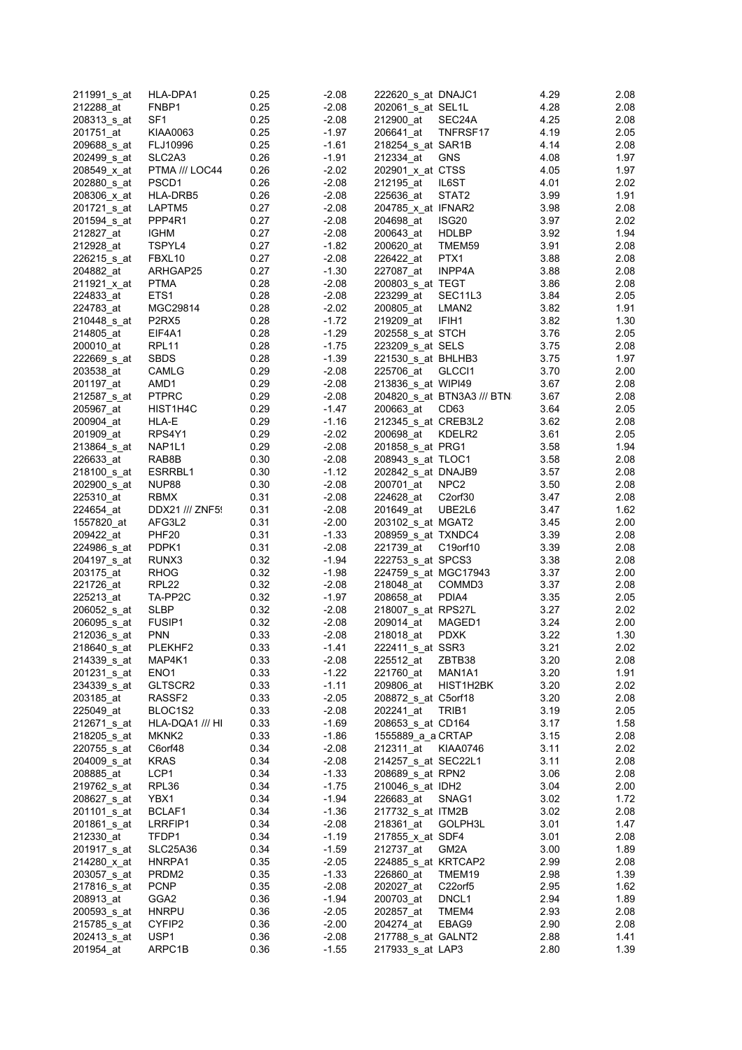| | | | | | | | |
|---|---|---|---|---|---|---|---|
| 211991_s_at | HLA-DPA1 | 0.25 | -2.08 | 222620_s_at | DNAJC1 | 4.29 | 2.08 |
| 212288_at | FNBP1 | 0.25 | -2.08 | 202061_s_at | SEL1L | 4.28 | 2.08 |
| 208313_s_at | SF1 | 0.25 | -2.08 | 212900_at | SEC24A | 4.25 | 2.08 |
| 201751_at | KIAA0063 | 0.25 | -1.97 | 206641_at | TNFRSF17 | 4.19 | 2.05 |
| 209688_s_at | FLJ10996 | 0.25 | -1.61 | 218254_s_at | SAR1B | 4.14 | 2.08 |
| 202499_s_at | SLC2A3 | 0.26 | -1.91 | 212334_at | GNS | 4.08 | 1.97 |
| 208549_x_at | PTMA /// LOC44 | 0.26 | -2.02 | 202901_x_at | CTSS | 4.05 | 1.97 |
| 202880_s_at | PSCD1 | 0.26 | -2.08 | 212195_at | IL6ST | 4.01 | 2.02 |
| 208306_x_at | HLA-DRB5 | 0.26 | -2.08 | 225636_at | STAT2 | 3.99 | 1.91 |
| 201721_s_at | LAPTM5 | 0.27 | -2.08 | 204785_x_at | IFNAR2 | 3.98 | 2.08 |
| 201594_s_at | PPP4R1 | 0.27 | -2.08 | 204698_at | ISG20 | 3.97 | 2.02 |
| 212827_at | IGHM | 0.27 | -2.08 | 200643_at | HDLBP | 3.92 | 1.94 |
| 212928_at | TSPYL4 | 0.27 | -1.82 | 200620_at | TMEM59 | 3.91 | 2.08 |
| 226215_s_at | FBXL10 | 0.27 | -2.08 | 226422_at | PTX1 | 3.88 | 2.08 |
| 204882_at | ARHGAP25 | 0.27 | -1.30 | 227087_at | INPP4A | 3.88 | 2.08 |
| 211921_x_at | PTMA | 0.28 | -2.08 | 200803_s_at | TEGT | 3.86 | 2.08 |
| 224833_at | ETS1 | 0.28 | -2.08 | 223299_at | SEC11L3 | 3.84 | 2.05 |
| 224783_at | MGC29814 | 0.28 | -2.02 | 200805_at | LMAN2 | 3.82 | 1.91 |
| 210448_s_at | P2RX5 | 0.28 | -1.72 | 219209_at | IFIH1 | 3.82 | 1.30 |
| 214805_at | EIF4A1 | 0.28 | -1.29 | 202558_s_at | STCH | 3.76 | 2.05 |
| 200010_at | RPL11 | 0.28 | -1.75 | 223209_s_at | SELS | 3.75 | 2.08 |
| 222669_s_at | SBDS | 0.28 | -1.39 | 221530_s_at | BHLHB3 | 3.75 | 1.97 |
| 203538_at | CAMLG | 0.29 | -2.08 | 225706_at | GLCCI1 | 3.70 | 2.00 |
| 201197_at | AMD1 | 0.29 | -2.08 | 213836_s_at | WIPI49 | 3.67 | 2.08 |
| 212587_s_at | PTPRC | 0.29 | -2.08 | 204820_s_at | BTN3A3 /// BTN | 3.67 | 2.08 |
| 205967_at | HIST1H4C | 0.29 | -1.47 | 200663_at | CD63 | 3.64 | 2.05 |
| 200904_at | HLA-E | 0.29 | -1.16 | 212345_s_at | CREB3L2 | 3.62 | 2.08 |
| 201909_at | RPS4Y1 | 0.29 | -2.02 | 200698_at | KDELR2 | 3.61 | 2.05 |
| 213864_s_at | NAP1L1 | 0.29 | -2.08 | 201858_s_at | PRG1 | 3.58 | 1.94 |
| 226633_at | RAB8B | 0.30 | -2.08 | 208943_s_at | TLOC1 | 3.58 | 2.08 |
| 218100_s_at | ESRRBL1 | 0.30 | -1.12 | 202842_s_at | DNAJB9 | 3.57 | 2.08 |
| 202900_s_at | NUP88 | 0.30 | -2.08 | 200701_at | NPC2 | 3.50 | 2.08 |
| 225310_at | RBMX | 0.31 | -2.08 | 224628_at | C2orf30 | 3.47 | 2.08 |
| 224654_at | DDX21 /// ZNF5! | 0.31 | -2.08 | 201649_at | UBE2L6 | 3.47 | 1.62 |
| 1557820_at | AFG3L2 | 0.31 | -2.00 | 203102_s_at | MGAT2 | 3.45 | 2.00 |
| 209422_at | PHF20 | 0.31 | -1.33 | 208959_s_at | TXNDC4 | 3.39 | 2.08 |
| 224986_s_at | PDPK1 | 0.31 | -2.08 | 221739_at | C19orf10 | 3.39 | 2.08 |
| 204197_s_at | RUNX3 | 0.32 | -1.94 | 222753_s_at | SPCS3 | 3.38 | 2.08 |
| 203175_at | RHOG | 0.32 | -1.98 | 224759_s_at | MGC17943 | 3.37 | 2.00 |
| 221726_at | RPL22 | 0.32 | -2.08 | 218048_at | COMMD3 | 3.37 | 2.08 |
| 225213_at | TA-PP2C | 0.32 | -1.97 | 208658_at | PDIA4 | 3.35 | 2.05 |
| 206052_s_at | SLBP | 0.32 | -2.08 | 218007_s_at | RPS27L | 3.27 | 2.02 |
| 206095_s_at | FUSIP1 | 0.32 | -2.08 | 209014_at | MAGED1 | 3.24 | 2.00 |
| 212036_s_at | PNN | 0.33 | -2.08 | 218018_at | PDXK | 3.22 | 1.30 |
| 218640_s_at | PLEKHF2 | 0.33 | -1.41 | 222411_s_at | SSR3 | 3.21 | 2.02 |
| 214339_s_at | MAP4K1 | 0.33 | -2.08 | 225512_at | ZBTB38 | 3.20 | 2.08 |
| 201231_s_at | ENO1 | 0.33 | -1.22 | 221760_at | MAN1A1 | 3.20 | 1.91 |
| 234339_s_at | GLTSCR2 | 0.33 | -1.11 | 209806_at | HIST1H2BK | 3.20 | 2.02 |
| 203185_at | RASSF2 | 0.33 | -2.05 | 208872_s_at | C5orf18 | 3.20 | 2.08 |
| 225049_at | BLOC1S2 | 0.33 | -2.08 | 202241_at | TRIB1 | 3.19 | 2.05 |
| 212671_s_at | HLA-DQA1 /// HI | 0.33 | -1.69 | 208653_s_at | CD164 | 3.17 | 1.58 |
| 218205_s_at | MKNK2 | 0.33 | -1.86 | 1555889_a_a | CRTAP | 3.15 | 2.08 |
| 220755_s_at | C6orf48 | 0.34 | -2.08 | 212311_at | KIAA0746 | 3.11 | 2.02 |
| 204009_s_at | KRAS | 0.34 | -2.08 | 214257_s_at | SEC22L1 | 3.11 | 2.08 |
| 208885_at | LCP1 | 0.34 | -1.33 | 208689_s_at | RPN2 | 3.06 | 2.08 |
| 219762_s_at | RPL36 | 0.34 | -1.75 | 210046_s_at | IDH2 | 3.04 | 2.00 |
| 208627_s_at | YBX1 | 0.34 | -1.94 | 226683_at | SNAG1 | 3.02 | 1.72 |
| 201101_s_at | BCLAF1 | 0.34 | -1.36 | 217732_s_at | ITM2B | 3.02 | 2.08 |
| 201861_s_at | LRRFIP1 | 0.34 | -2.08 | 218361_at | GOLPH3L | 3.01 | 1.47 |
| 212330_at | TFDP1 | 0.34 | -1.19 | 217855_x_at | SDF4 | 3.01 | 2.08 |
| 201917_s_at | SLC25A36 | 0.34 | -1.59 | 212737_at | GM2A | 3.00 | 1.89 |
| 214280_x_at | HNRPA1 | 0.35 | -2.05 | 224885_s_at | KRTCAP2 | 2.99 | 2.08 |
| 203057_s_at | PRDM2 | 0.35 | -1.33 | 226860_at | TMEM19 | 2.98 | 1.39 |
| 217816_s_at | PCNP | 0.35 | -2.08 | 202027_at | C22orf5 | 2.95 | 1.62 |
| 208913_at | GGA2 | 0.36 | -1.94 | 200703_at | DNCL1 | 2.94 | 1.89 |
| 200593_s_at | HNRPU | 0.36 | -2.05 | 202857_at | TMEM4 | 2.93 | 2.08 |
| 215785_s_at | CYFIP2 | 0.36 | -2.00 | 204274_at | EBAG9 | 2.90 | 2.08 |
| 202413_s_at | USP1 | 0.36 | -2.08 | 217788_s_at | GALNT2 | 2.88 | 1.41 |
| 201954_at | ARPC1B | 0.36 | -1.55 | 217933_s_at | LAP3 | 2.80 | 1.39 |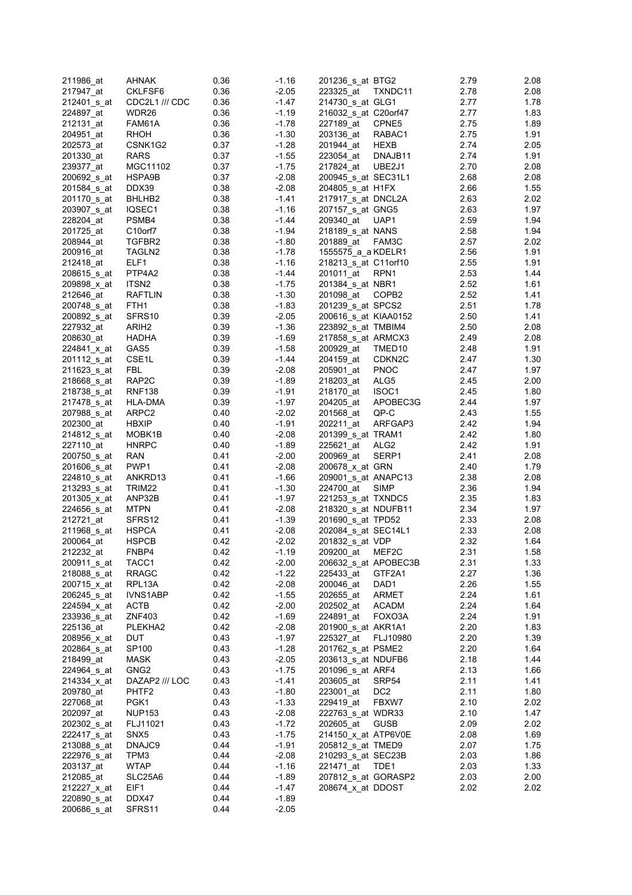| | | | |
|---|---|---|---|
| 211986_at | AHNAK | 0.36 | -1.16 |
| 217947_at | CKLFSF6 | 0.36 | -2.05 |
| 212401_s_at | CDC2L1 /// CDC | 0.36 | -1.47 |
| 224897_at | WDR26 | 0.36 | -1.19 |
| 212131_at | FAM61A | 0.36 | -1.78 |
| 204951_at | RHOH | 0.36 | -1.30 |
| 202573_at | CSNK1G2 | 0.37 | -1.28 |
| 201330_at | RARS | 0.37 | -1.55 |
| 239377_at | MGC11102 | 0.37 | -1.75 |
| 200692_s_at | HSPA9B | 0.37 | -2.08 |
| 201584_s_at | DDX39 | 0.38 | -2.08 |
| 201170_s_at | BHLHB2 | 0.38 | -1.41 |
| 203907_s_at | IQSEC1 | 0.38 | -1.16 |
| 228204_at | PSMB4 | 0.38 | -1.44 |
| 201725_at | C10orf7 | 0.38 | -1.94 |
| 208944_at | TGFBR2 | 0.38 | -1.80 |
| 200916_at | TAGLN2 | 0.38 | -1.78 |
| 212418_at | ELF1 | 0.38 | -1.16 |
| 208615_s_at | PTP4A2 | 0.38 | -1.44 |
| 209898_x_at | ITSN2 | 0.38 | -1.75 |
| 212646_at | RAFTLIN | 0.38 | -1.30 |
| 200748_s_at | FTH1 | 0.38 | -1.83 |
| 200892_s_at | SFRS10 | 0.39 | -2.05 |
| 227932_at | ARIH2 | 0.39 | -1.36 |
| 208630_at | HADHA | 0.39 | -1.69 |
| 224841_x_at | GAS5 | 0.39 | -1.58 |
| 201112_s_at | CSE1L | 0.39 | -1.44 |
| 211623_s_at | FBL | 0.39 | -2.08 |
| 218668_s_at | RAP2C | 0.39 | -1.89 |
| 218738_s_at | RNF138 | 0.39 | -1.91 |
| 217478_s_at | HLA-DMA | 0.39 | -1.97 |
| 207988_s_at | ARPC2 | 0.40 | -2.02 |
| 202300_at | HBXIP | 0.40 | -1.91 |
| 214812_s_at | MOBK1B | 0.40 | -2.08 |
| 227110_at | HNRPC | 0.40 | -1.89 |
| 200750_s_at | RAN | 0.41 | -2.00 |
| 201606_s_at | PWP1 | 0.41 | -2.08 |
| 224810_s_at | ANKRD13 | 0.41 | -1.66 |
| 213293_s_at | TRIM22 | 0.41 | -1.30 |
| 201305_x_at | ANP32B | 0.41 | -1.97 |
| 224656_s_at | MTPN | 0.41 | -2.08 |
| 212721_at | SFRS12 | 0.41 | -1.39 |
| 211968_s_at | HSPCA | 0.41 | -2.08 |
| 200064_at | HSPCB | 0.42 | -2.02 |
| 212232_at | FNBP4 | 0.42 | -1.19 |
| 200911_s_at | TACC1 | 0.42 | -2.00 |
| 218088_s_at | RRAGC | 0.42 | -1.22 |
| 200715_x_at | RPL13A | 0.42 | -2.08 |
| 206245_s_at | IVNS1ABP | 0.42 | -1.55 |
| 224594_x_at | ACTB | 0.42 | -2.00 |
| 233936_s_at | ZNF403 | 0.42 | -1.69 |
| 225136_at | PLEKHA2 | 0.42 | -2.08 |
| 208956_x_at | DUT | 0.43 | -1.97 |
| 202864_s_at | SP100 | 0.43 | -1.28 |
| 218499_at | MASK | 0.43 | -2.05 |
| 224964_s_at | GNG2 | 0.43 | -1.75 |
| 214334_x_at | DAZAP2 /// LOC | 0.43 | -1.41 |
| 209780_at | PHTF2 | 0.43 | -1.80 |
| 227068_at | PGK1 | 0.43 | -1.33 |
| 202097_at | NUP153 | 0.43 | -2.08 |
| 202302_s_at | FLJ11021 | 0.43 | -1.72 |
| 222417_s_at | SNX5 | 0.43 | -1.75 |
| 213088_s_at | DNAJC9 | 0.44 | -1.91 |
| 222976_s_at | TPM3 | 0.44 | -2.08 |
| 203137_at | WTAP | 0.44 | -1.16 |
| 212085_at | SLC25A6 | 0.44 | -1.89 |
| 212227_x_at | EIF1 | 0.44 | -1.47 |
| 220890_s_at | DDX47 | 0.44 | -1.89 |
| 200686_s_at | SFRS11 | 0.44 | -2.05 |
| 201236_s_at | BTG2 | 2.79 | 2.08 |
| 223325_at | TXNDC11 | 2.78 | 2.08 |
| 214730_s_at | GLG1 | 2.77 | 1.78 |
| 216032_s_at | C20orf47 | 2.77 | 1.83 |
| 227189_at | CPNE5 | 2.75 | 1.89 |
| 203136_at | RABAC1 | 2.75 | 1.91 |
| 201944_at | HEXB | 2.74 | 2.05 |
| 223054_at | DNAJB11 | 2.74 | 1.91 |
| 217824_at | UBE2J1 | 2.70 | 2.08 |
| 200945_s_at | SEC31L1 | 2.68 | 2.08 |
| 204805_s_at | H1FX | 2.66 | 1.55 |
| 217917_s_at | DNCL2A | 2.63 | 2.02 |
| 207157_s_at | GNG5 | 2.63 | 1.97 |
| 209340_at | UAP1 | 2.59 | 1.94 |
| 218189_s_at | NANS | 2.58 | 1.94 |
| 201889_at | FAM3C | 2.57 | 2.02 |
| 1555575_a_a | KDELR1 | 2.56 | 1.91 |
| 218213_s_at | C11orf10 | 2.55 | 1.91 |
| 201011_at | RPN1 | 2.53 | 1.44 |
| 201384_s_at | NBR1 | 2.52 | 1.61 |
| 201098_at | COPB2 | 2.52 | 1.41 |
| 201239_s_at | SPCS2 | 2.51 | 1.78 |
| 200616_s_at | KIAA0152 | 2.50 | 1.41 |
| 223892_s_at | TMBIM4 | 2.50 | 2.08 |
| 217858_s_at | ARMCX3 | 2.49 | 2.08 |
| 200929_at | TMED10 | 2.48 | 1.91 |
| 204159_at | CDKN2C | 2.47 | 1.30 |
| 205901_at | PNOC | 2.47 | 1.97 |
| 218203_at | ALG5 | 2.45 | 2.00 |
| 218170_at | ISOC1 | 2.45 | 1.80 |
| 204205_at | APOBEC3G | 2.44 | 1.97 |
| 201568_at | QP-C | 2.43 | 1.55 |
| 202211_at | ARFGAP3 | 2.42 | 1.94 |
| 201399_s_at | TRAM1 | 2.42 | 1.80 |
| 225621_at | ALG2 | 2.42 | 1.91 |
| 200969_at | SERP1 | 2.41 | 2.08 |
| 200678_x_at | GRN | 2.40 | 1.79 |
| 209001_s_at | ANAPC13 | 2.38 | 2.08 |
| 224700_at | SIMP | 2.36 | 1.94 |
| 221253_s_at | TXNDC5 | 2.35 | 1.83 |
| 218320_s_at | NDUFB11 | 2.34 | 1.97 |
| 201690_s_at | TPD52 | 2.33 | 2.08 |
| 202084_s_at | SEC14L1 | 2.33 | 2.08 |
| 201832_s_at | VDP | 2.32 | 1.64 |
| 209200_at | MEF2C | 2.31 | 1.58 |
| 206632_s_at | APOBEC3B | 2.31 | 1.33 |
| 225433_at | GTF2A1 | 2.27 | 1.36 |
| 200046_at | DAD1 | 2.26 | 1.55 |
| 202655_at | ARMET | 2.24 | 1.61 |
| 202502_at | ACADM | 2.24 | 1.64 |
| 224891_at | FOXO3A | 2.24 | 1.91 |
| 201900_s_at | AKR1A1 | 2.20 | 1.83 |
| 225327_at | FLJ10980 | 2.20 | 1.39 |
| 201762_s_at | PSME2 | 2.20 | 1.64 |
| 203613_s_at | NDUFB6 | 2.18 | 1.44 |
| 201096_s_at | ARF4 | 2.13 | 1.66 |
| 203605_at | SRP54 | 2.11 | 1.41 |
| 223001_at | DC2 | 2.11 | 1.80 |
| 229419_at | FBXW7 | 2.10 | 2.02 |
| 222763_s_at | WDR33 | 2.10 | 1.47 |
| 202605_at | GUSB | 2.09 | 2.02 |
| 214150_x_at | ATP6V0E | 2.08 | 1.69 |
| 205812_s_at | TMED9 | 2.07 | 1.75 |
| 210293_s_at | SEC23B | 2.03 | 1.86 |
| 221471_at | TDE1 | 2.03 | 1.33 |
| 207812_s_at | GORASP2 | 2.03 | 2.00 |
| 208674_x_at | DDOST | 2.02 | 2.02 |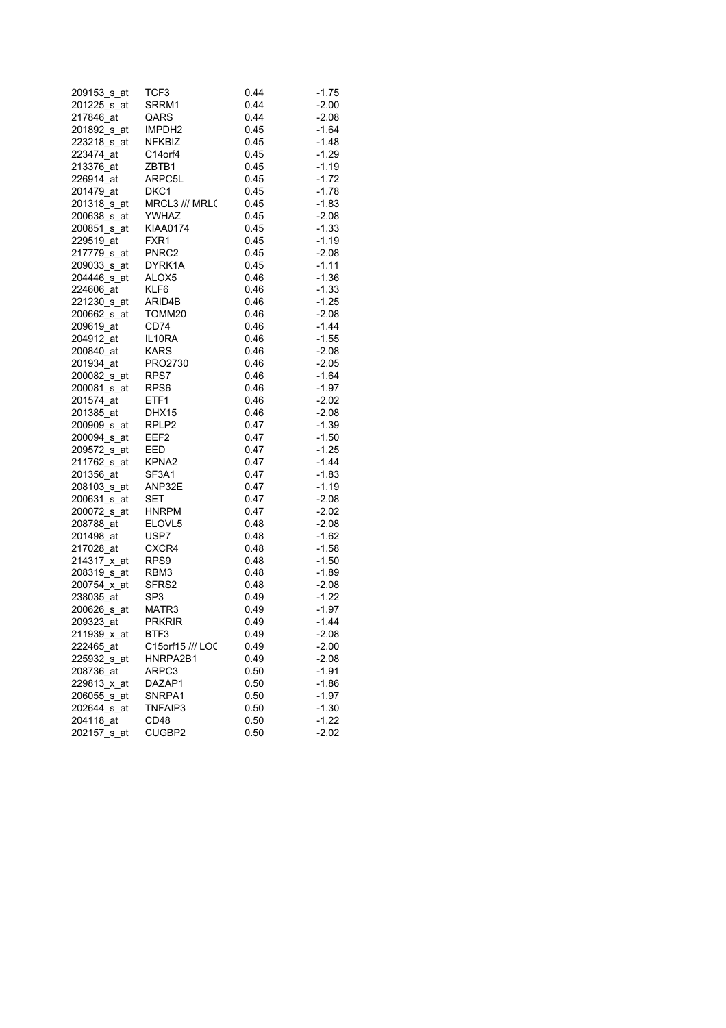| | | | |
|---|---|---|---|
| 209153_s_at | TCF3 | 0.44 | -1.75 |
| 201225_s_at | SRRM1 | 0.44 | -2.00 |
| 217846_at | QARS | 0.44 | -2.08 |
| 201892_s_at | IMPDH2 | 0.45 | -1.64 |
| 223218_s_at | NFKBIZ | 0.45 | -1.48 |
| 223474_at | C14orf4 | 0.45 | -1.29 |
| 213376_at | ZBTB1 | 0.45 | -1.19 |
| 226914_at | ARPC5L | 0.45 | -1.72 |
| 201479_at | DKC1 | 0.45 | -1.78 |
| 201318_s_at | MRCL3 /// MRL( | 0.45 | -1.83 |
| 200638_s_at | YWHAZ | 0.45 | -2.08 |
| 200851_s_at | KIAA0174 | 0.45 | -1.33 |
| 229519_at | FXR1 | 0.45 | -1.19 |
| 217779_s_at | PNRC2 | 0.45 | -2.08 |
| 209033_s_at | DYRK1A | 0.45 | -1.11 |
| 204446_s_at | ALOX5 | 0.46 | -1.36 |
| 224606_at | KLF6 | 0.46 | -1.33 |
| 221230_s_at | ARID4B | 0.46 | -1.25 |
| 200662_s_at | TOMM20 | 0.46 | -2.08 |
| 209619_at | CD74 | 0.46 | -1.44 |
| 204912_at | IL10RA | 0.46 | -1.55 |
| 200840_at | KARS | 0.46 | -2.08 |
| 201934_at | PRO2730 | 0.46 | -2.05 |
| 200082_s_at | RPS7 | 0.46 | -1.64 |
| 200081_s_at | RPS6 | 0.46 | -1.97 |
| 201574_at | ETF1 | 0.46 | -2.02 |
| 201385_at | DHX15 | 0.46 | -2.08 |
| 200909_s_at | RPLP2 | 0.47 | -1.39 |
| 200094_s_at | EEF2 | 0.47 | -1.50 |
| 209572_s_at | EED | 0.47 | -1.25 |
| 211762_s_at | KPNA2 | 0.47 | -1.44 |
| 201356_at | SF3A1 | 0.47 | -1.83 |
| 208103_s_at | ANP32E | 0.47 | -1.19 |
| 200631_s_at | SET | 0.47 | -2.08 |
| 200072_s_at | HNRPM | 0.47 | -2.02 |
| 208788_at | ELOVL5 | 0.48 | -2.08 |
| 201498_at | USP7 | 0.48 | -1.62 |
| 217028_at | CXCR4 | 0.48 | -1.58 |
| 214317_x_at | RPS9 | 0.48 | -1.50 |
| 208319_s_at | RBM3 | 0.48 | -1.89 |
| 200754_x_at | SFRS2 | 0.48 | -2.08 |
| 238035_at | SP3 | 0.49 | -1.22 |
| 200626_s_at | MATR3 | 0.49 | -1.97 |
| 209323_at | PRKRIR | 0.49 | -1.44 |
| 211939_x_at | BTF3 | 0.49 | -2.08 |
| 222465_at | C15orf15 /// LOC | 0.49 | -2.00 |
| 225932_s_at | HNRPA2B1 | 0.49 | -2.08 |
| 208736_at | ARPC3 | 0.50 | -1.91 |
| 229813_x_at | DAZAP1 | 0.50 | -1.86 |
| 206055_s_at | SNRPA1 | 0.50 | -1.97 |
| 202644_s_at | TNFAIP3 | 0.50 | -1.30 |
| 204118_at | CD48 | 0.50 | -1.22 |
| 202157_s_at | CUGBP2 | 0.50 | -2.02 |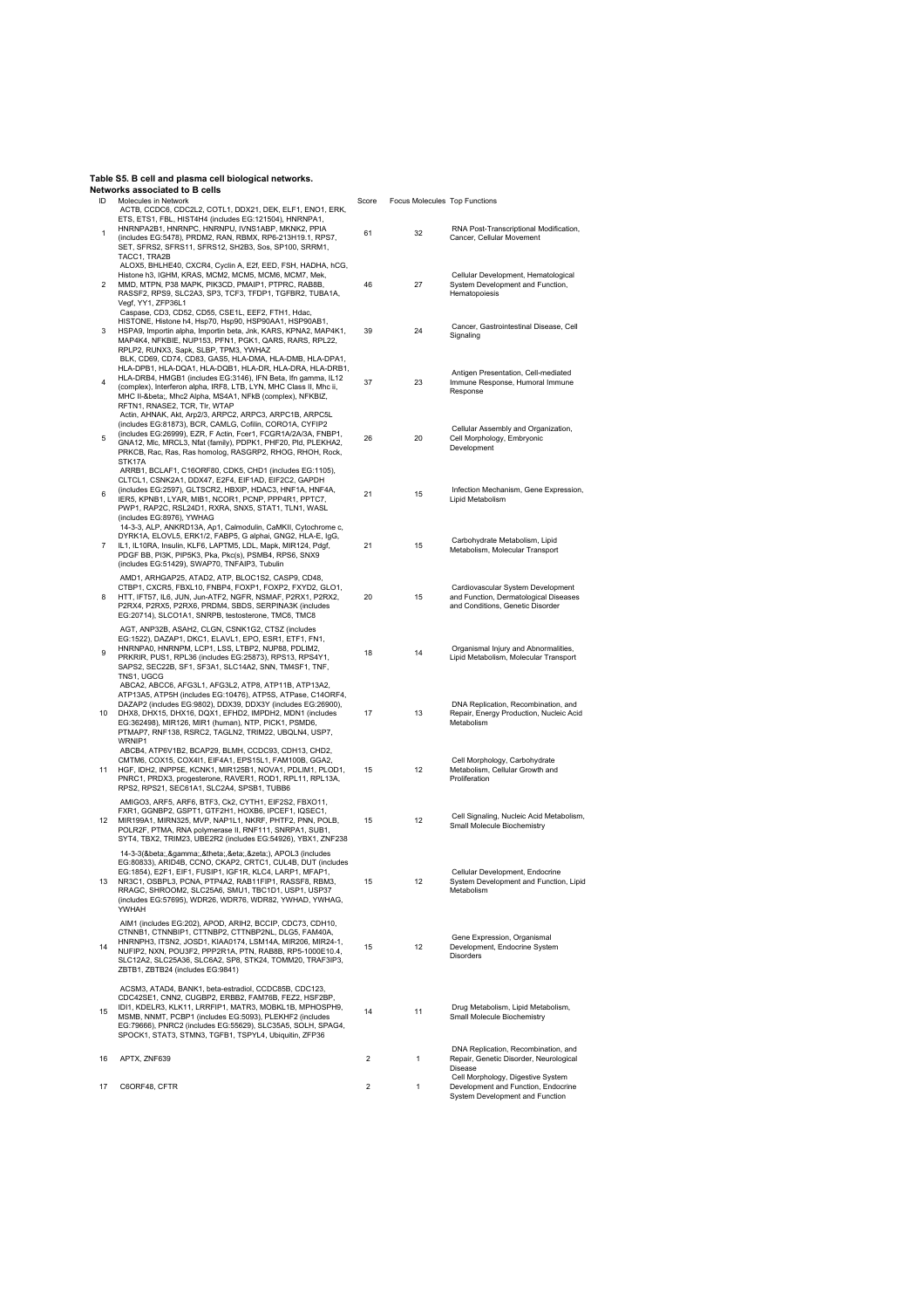**Table S5. B cell and plasma cell biological networks.**

**Networks associated to B cells**

| ID | Molecules in Network | Score | Focus Molecules | Top Functions |
|---|---|---|---|---|
| 1 | ACTB, CCDC6, CDC2L2, COTL1, DDX21, DEK, ELF1, ENO1, ERK, ETS, ETS1, FBL, HIST4H4 (includes EG:121504), HNRNPA1, HNRNPA2B1, HNRNPC, HNRNPU, IVNS1ABP, MKNK2, PPIA (includes EG:5478), PRDM2, RAN, RBMX, RP6-213H19.1, RPS7, SET, SFRS2, SFRS11, SFRS12, SH2B3, Sos, SP100, SRRM1, TACC1, TRA2B | 61 | 32 | RNA Post-Transcriptional Modification, Cancer, Cellular Movement |
| 2 | ALOX5, BHLHE40, CXCR4, Cyclin A, E2f, EED, FSH, HADHA, hCG, Histone h3, IGHM, KRAS, MCM2, MCM5, MCM6, MCM7, Mek, MMD, MTPN, P38 MAPK, PIK3CD, PMAIP1, PTPRC, RAB8B, RASSF2, RPS9, SLC2A3, SP3, TCF3, TFDP1, TGFBR2, TUBA1A, Vegf, YY1, ZFP36L1 | 46 | 27 | Cellular Development, Hematological System Development and Function, Hematopoiesis |
| 3 | Caspase, CD3, CD52, CD55, CSE1L, EEF2, FTH1, Hdac, HISTONE, Histone h4, Hsp70, Hsp90, HSP90AA1, HSP90AB1, HSPA9, Importin alpha, Importin beta, Jnk, KARS, KPNA2, MAP4K1, MAP4K4, NFKBIE, NUP153, PFN1, PGK1, QARS, RARS, RPL22, RPLP2, RUNX3, Sapk, SLBP, TPM3, YWHAZ | 39 | 24 | Cancer, Gastrointestinal Disease, Cell Signaling |
| 4 | BLK, CD69, CD74, CD83, GAS5, HLA-DMA, HLA-DMB, HLA-DPA1, HLA-DPB1, HLA-DQA1, HLA-DQB1, HLA-DR, HLA-DRA, HLA-DRB1, HLA-DRB4, HMGB1 (includes EG:3146), IFN Beta, Ifn gamma, IL12 (complex), Interferon alpha, IRF8, LTB, LYN, MHC Class II, Mhc ii, MHC II-&beta;, Mhc2 Alpha, MS4A1, NFkB (complex), NFKBIZ, RFTN1, RNASE2, TCR, Tlr, WTAP | 37 | 23 | Antigen Presentation, Cell-mediated Immune Response, Humoral Immune Response |
| 5 | Actin, AHNAK, Akt, Arp2/3, ARPC2, ARPC3, ARPC1B, ARPC5L (includes EG:81873), BCR, CAMLG, Cofilin, CORO1A, CYFIP2 (includes EG:26999), EZR, F Actin, Fcer1, FCGR1A/2A/3A, FNBP1, GNA12, MIc, MRCL3, Nfat (family), PDPK1, PHF20, Pld, PLEKHA2, PRKCB, Rac, Ras, Ras homolog, RASGRP2, RHOG, RHOH, Rock, STK17A | 26 | 20 | Cellular Assembly and Organization, Cell Morphology, Embryonic Development |
| 6 | ARRB1, BCLAF1, C16ORF80, CDK5, CHD1 (includes EG:1105), CLTCL1, CSNK2A1, DDX47, E2F4, EIF1AD, EIF2C2, GAPDH (includes EG:2597), GLTSCR2, HBXIP, HDAC3, HNF1A, HNF4A, IER5, KPNB1, LYAR, MIB1, NCOR1, PCNP, PPP4R1, PPTC7, PWP1, RAP2C, RSL24D1, RXRA, SNX5, STAT1, TLN1, WASL (includes EG:8976), YWHAG | 21 | 15 | Infection Mechanism, Gene Expression, Lipid Metabolism |
| 7 | 14-3-3, ALP, ANKRD13A, Ap1, Calmodulin, CaMKII, Cytochrome c, DYRK1A, ELOVL5, ERK1/2, FABP5, G alphai, GNG2, HLA-E, IgG, IL1, IL10RA, Insulin, KLF6, LAPTM5, LDL, Mapk, MIR124, Pdgf, PDGF BB, PI3K, PIP5K3, Pka, Pkc(s), PSMB4, RPS6, SNX9 (includes EG:51429), SWAP70, TNFAIP3, Tubulin | 21 | 15 | Carbohydrate Metabolism, Lipid Metabolism, Molecular Transport |
| 8 | AMD1, ARHGAP25, ATAD2, ATP, BLOC1S2, CASP9, CD48, CTBP1, CXCR5, FBXL10, FNBP4, FOXP1, FOXP2, FXYD2, GLO1, HTT, IFT57, IL6, JUN, Jun-ATF2, NGFR, NSMAF, P2RX1, P2RX2, P2RX4, P2RX5, P2RX6, PRDM4, SBDS, SERPINA3K (includes EG:20714), SLCO1A1, SNRPB, testosterone, TMC6, TMC8 | 20 | 15 | Cardiovascular System Development and Function, Dermatological Diseases and Conditions, Genetic Disorder |
| 9 | AGT, ANP32B, ASAH2, CLGN, CSNK1G2, CTSZ (includes EG:1522), DAZAP1, DKC1, ELAVL1, EPO, ESR1, ETF1, FN1, HNRNPA0, HNRNPM, LCP1, LSS, LTBP2, NUP88, PDLIM2, PRKRIR, PUS1, RPL36 (includes EG:25873), RPS13, RPS4Y1, SAPS2, SEC22B, SF1, SF3A1, SLC14A2, SNN, TM4SF1, TNF, TNS1, UGCG | 18 | 14 | Organismal Injury and Abnormalities, Lipid Metabolism, Molecular Transport |
| 10 | ABCA2, ABCC6, AFG3L1, AFG3L2, ATP8, ATP11B, ATP13A2, ATP13A5, ATP5H (includes EG:10476), ATP5S, ATPase, C14ORF4, DAZAP2 (includes EG:9802), DDX39, DDX3Y (includes EG:26900), DHX8, DHX15, DHX16, DQX1, EFHD2, IMPDH2, MDN1 (includes EG:362498), MIR126, MIR1 (human), NTP, PICK1, PSMD6, PTMAP7, RNF138, RSRC2, TAGLN2, TRIM22, UBQLN4, USP7, WRNIP1 | 17 | 13 | DNA Replication, Recombination, and Repair, Energy Production, Nucleic Acid Metabolism |
| 11 | ABCB4, ATP6V1B2, BCAP29, BLMH, CCDC93, CDH13, CHD2, CMTM6, COX15, COX4I1, EIF4A1, EPS15L1, FAM100B, GGA2, HGF, IDH2, INPP5E, KCNK1, MIR125B1, NOVA1, PDLIM1, PLOD1, PNRC1, PRDX3, progesterone, RAVER1, ROD1, RPL11, RPL13A, RPS2, RPS21, SEC61A1, SLC2A4, SPSB1, TUBB6 | 15 | 12 | Cell Morphology, Carbohydrate Metabolism, Cellular Growth and Proliferation |
| 12 | AMIGO3, ARF5, ARF6, BTF3, Ck2, CYTH1, EIF2S2, FBXO11, FXR1, GGNBP2, GSPT1, GTF2H1, HOXB6, IPCEF1, IQSEC1, MIR199A1, MIRN325, MVP, NAP1L1, NKRF, PHTF2, PNN, POLB, POLR2F, PTMA, RNA polymerase II, RNF111, SNRPA1, SUB1, SYT4, TBX2, TRIM23, UBE2R2 (includes EG:54926), YBX1, ZNF238 | 15 | 12 | Cell Signaling, Nucleic Acid Metabolism, Small Molecule Biochemistry |
| 13 | 14-3-3(&beta;,&gamma;,&theta;,&eta;,&zeta;), APOL3 (includes EG:80833), ARID4B, CCNO, CKAP2, CRTC1, CUL4B, DUT (includes EG:1854), E2F1, EIF1, FUSIP1, IGF1R, KLC4, LARP1, MFAP1, NR3C1, OSBPL3, PCNA, PTP4A2, RAB11FIP1, RASSF8, RBM3, RRAGC, SHROOM2, SLC25A6, SMU1, TBC1D1, USP1, USP37 (includes EG:57695), WDR26, WDR76, WDR82, YWHAD, YWHAG, YWHAH | 15 | 12 | Cellular Development, Endocrine System Development and Function, Lipid Metabolism |
| 14 | AIM1 (includes EG:202), APOD, ARIH2, BCCIP, CDC73, CDH10, CTNNB1, CTNNBIP1, CTTNBP2, CTTNBP2NL, DLG5, FAM40A, HNRNPH3, ITSN2, JOSD1, KIAA0174, LSM14A, MIR206, MIR24-1, NUFIP2, NXN, POU3F2, PPP2R1A, PTN, RAB8B, RP5-1000E10.4, SLC12A2, SLC25A36, SLC6A2, SP8, STK24, TOMM20, TRAF3IP3, ZBTB1, ZBTB24 (includes EG:9841) | 15 | 12 | Gene Expression, Organismal Development, Endocrine System Disorders |
| 15 | ACSM3, ATAD4, BANK1, beta-estradiol, CCDC85B, CDC123, CDC42SE1, CNN2, CUGBP2, ERBB2, FAM76B, FEZ2, HSF2BP, IDI1, KDELR3, KLK11, LRRFIP1, MATR3, MOBKL1B, MPHOSPH9, MSMB, NNMT, PCBP1 (includes EG:5093), PLEKHF2 (includes EG:79666), PNRC2 (includes EG:55629), SLC35A5, SOLH, SPAG4, SPOCK1, STAT3, STMN3, TGFB1, TSPYL4, Ubiquitin, ZFP36 | 14 | 11 | Drug Metabolism, Lipid Metabolism, Small Molecule Biochemistry |
| 16 | APTX, ZNF639 | 2 | 1 | DNA Replication, Recombination, and Repair, Genetic Disorder, Neurological Disease |
| 17 | C6ORF48, CFTR | 2 | 1 | Cell Morphology, Digestive System Development and Function, Endocrine System Development and Function |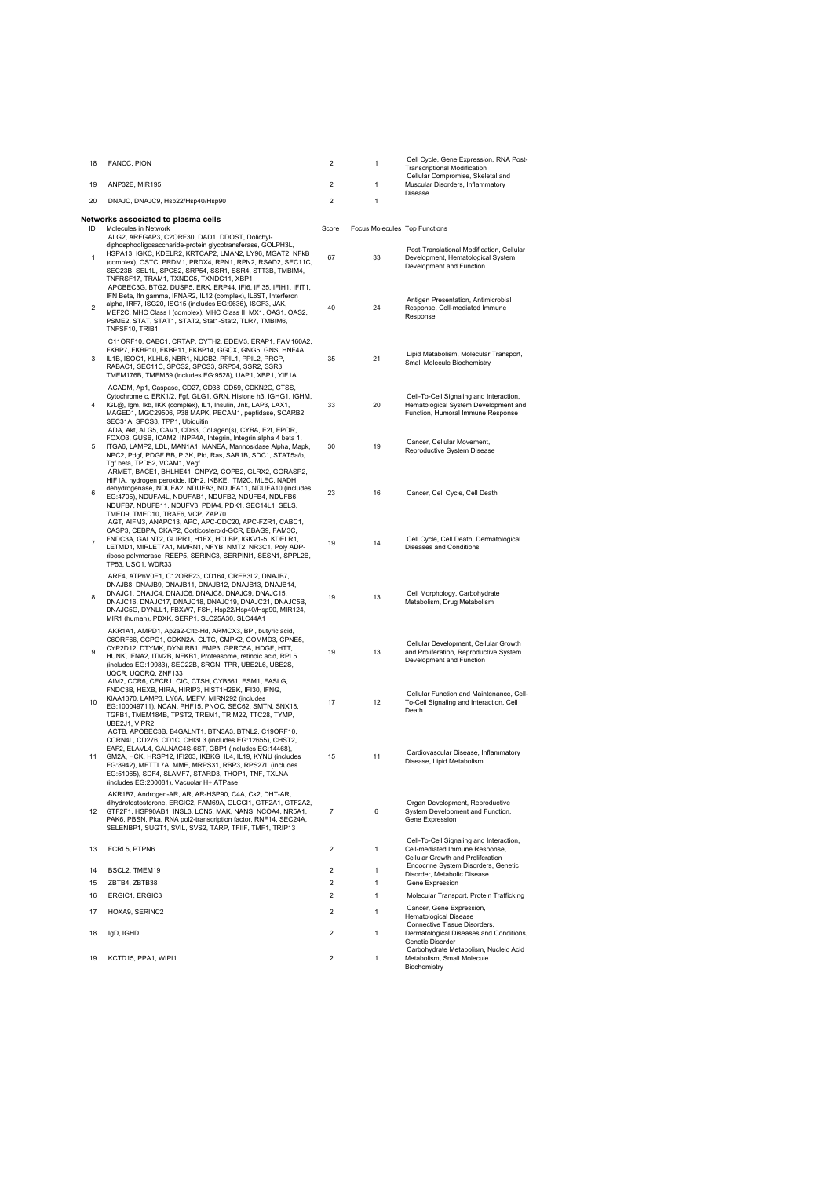| ID | Molecules in Network | Score | Focus Molecules | Top Functions |
|---|---|---|---|---|
| 18 | FANCC, PION | 2 | 1 | Cell Cycle, Gene Expression, RNA Post-Transcriptional Modification |
| 19 | ANP32E, MIR195 | 2 | 1 | Cellular Compromise, Skeletal and Muscular Disorders, Inflammatory Disease |
| 20 | DNAJC, DNAJC9, Hsp22/Hsp40/Hsp90 | 2 | 1 | |

**Networks associated to plasma cells**

| ID | Molecules in Network | Score | Focus Molecules | Top Functions |
|---|---|---|---|---|
| 1 | ALG2, ARFGAP3, C2ORF30, DAD1, DDOST, Dolichyl-diphosphooligosaccharide-protein glycotransferase, GOLPH3L, HSPA13, IGKC, KDELR2, KRTCAP2, LMAN2, LY96, MGAT2, NFkB (complex), OSTC, PRDM1, PRDX4, RPN1, RPN2, RSAD2, SEC11C, SEC23B, SEL1L, SPCS2, SRP54, SSR1, SSR4, STT3B, TMBIM4, TNFRSF17, TRAM1, TXNDC5, TXNDC11, XBP1 | 67 | 33 | Post-Translational Modification, Cellular Development, Hematological System Development and Function |
| 2 | APOBEC3G, BTG2, DUSP5, ERK, ERP44, IFI6, IFI35, IFIH1, IFIT1, IFN Beta, Ifn gamma, IFNAR2, IL12 (complex), IL6ST, Interferon alpha, IRF7, ISG20, ISG15 (includes EG:9636), ISGF3, JAK, MEF2C, MHC Class I (complex), MHC Class II, MX1, OAS1, OAS2, PSME2, STAT, STAT1, STAT2, Stat1-Stat2, TLR7, TMBIM6, TNFSF10, TRIB1 | 40 | 24 | Antigen Presentation, Antimicrobial Response, Cell-mediated Immune Response |
| 3 | C11ORF10, CABC1, CRTAP, CYTH2, EDEM3, ERAP1, FAM160A2, FKBP7, FKBP10, FKBP11, FKBP14, GGCX, GNG5, GNS, HNF4A, IL1B, ISOC1, KLHL6, NBR1, NUCB2, PPIL1, PPIL2, PRCP, RABAC1, SEC11C, SPCS2, SPCS3, SRP54, SSR2, SSR3, TMEM176B, TMEM59 (includes EG:9528), UAP1, XBP1, YIF1A | 35 | 21 | Lipid Metabolism, Molecular Transport, Small Molecule Biochemistry |
| 4 | ACADM, Ap1, Caspase, CD27, CD38, CD59, CDKN2C, CTSS, Cytochrome c, ERK1/2, Fgf, GLG1, GRN, Histone h3, IGHG1, IGHM, IGL@, Igm, Ikb, IKK (complex), IL1, Insulin, Jnk, LAP3, LAX1, MAGED1, MGC29506, P38 MAPK, PECAM1, peptidase, SCARB2, SEC31A, SPCS3, TPP1, Ubiquitin | 33 | 20 | Cell-To-Cell Signaling and Interaction, Hematological System Development and Function, Humoral Immune Response |
| 5 | ADA, Akt, ALG5, CAV1, CD63, Collagen(s), CYBA, E2f, EPOR, FOXO3, GUSB, ICAM2, INPP4A, Integrin, Integrin alpha 4 beta 1, ITGA6, LAMP2, LDL, MAN1A1, MANEA, Mannosidase Alpha, Mapk, NPC2, Pdgf, PDGF BB, PI3K, Pld, Ras, SAR1B, SDC1, STAT5a/b, Tgf beta, TPD52, VCAM1, Vegf | 30 | 19 | Cancer, Cellular Movement, Reproductive System Disease |
| 6 | ARMET, BACE1, BHLHE41, CNPY2, COPB2, GLRX2, GORASP2, HIF1A, hydrogen peroxide, IDH2, IKBKE, ITM2C, MLEC, NADH dehydrogenase, NDUFA2, NDUFA3, NDUFA11, NDUFA10 (includes EG:4705), NDUFA4L, NDUFAB1, NDUFB2, NDUFB4, NDUFB6, NDUFB7, NDUFB11, NDUFV3, PDIA4, PDK1, SEC14L1, SELS, TMED9, TMED10, TRAF6, VCP, ZAP70 | 23 | 16 | Cancer, Cell Cycle, Cell Death |
| 7 | AGT, AIFM3, ANAPC13, APC, APC-CDC20, APC-FZR1, CABC1, CASP3, CEBPA, CKAP2, Corticosteroid-GCR, EBAG9, FAM3C, FNDC3A, GALNT2, GLIPR1, H1FX, HDLBP, IGKV1-5, KDELR1, LETMD1, MIRLET7A1, MMRN1, NFYB, NMT2, NR3C1, Poly ADP-ribose polymerase, REEP5, SERINC3, SERPINI1, SESN1, SPPL2B, TP53, USO1, WDR33 | 19 | 14 | Cell Cycle, Cell Death, Dermatological Diseases and Conditions |
| 8 | ARF4, ATP6V0E1, C12ORF23, CD164, CREB3L2, DNAJB7, DNAJB8, DNAJB9, DNAJB11, DNAJB12, DNAJB13, DNAJB14, DNAJC1, DNAJC4, DNAJC6, DNAJC8, DNAJC9, DNAJC15, DNAJC16, DNAJC17, DNAJC18, DNAJC19, DNAJC21, DNAJC5B, DNAJC5G, DYNLL1, FBXW7, FSH, Hsp22/Hsp40/Hsp90, MIR124, MIR1 (human), PDXK, SERP1, SLC25A30, SLC44A1 | 19 | 13 | Cell Morphology, Carbohydrate Metabolism, Drug Metabolism |
| 9 | AKR1A1, AMPD1, Ap2a2-Cltc-Hd, ARMCX3, BPI, butyric acid, C6ORF66, CCPG1, CDKN2A, CLTC, CMPK2, COMMD3, CPNE5, CYP2D12, DTYMK, DYNLRB1, EMP3, GPRC5A, HDGF, HTT, HUNK, IFNA2, ITM2B, NFKB1, Proteasome, retinoic acid, RPL5 (includes EG:19983), SEC22B, SRGN, TPR, UBE2L6, UBE2S, UQCR, UQCRQ, ZNF133 | 19 | 13 | Cellular Development, Cellular Growth and Proliferation, Reproductive System Development and Function |
| 10 | AIM2, CCR6, CECR1, CIC, CTSH, CYB561, ESM1, FASLG, FNDC3B, HEXB, HIRA, HIRIP3, HIST1H2BK, IFI30, IFNG, KIAA1370, LAMP3, LY6A, MEFV, MIRN292 (includes EG:100049711), NCAN, PHF15, PNOC, SEC62, SMTN, SNX18, TGFB1, TMEM184B, TPST2, TREM1, TRIM22, TTC28, TYMP, UBE2J1, VIPR2 | 17 | 12 | Cellular Function and Maintenance, Cell-To-Cell Signaling and Interaction, Cell Death |
| 11 | ACTB, APOBEC3B, B4GALNT1, BTN3A3, BTNL2, C19ORF10, CCRN4L, CD276, CD1C, CHI3L3 (includes EG:12655), CHST2, EAF2, ELAVL4, GALNAC4S-6ST, GBP1 (includes EG:14468), GM2A, HCK, HRSP12, IFI203, IKBKG, IL4, IL19, KYNU (includes EG:8942), METTL7A, MME, MRPS31, RBP3, RPS27L (includes EG:51065), SDF4, SLAMF7, STARD3, THOP1, TNF, TXLNA (includes EG:200081), Vacuolar H+ ATPase | 15 | 11 | Cardiovascular Disease, Inflammatory Disease, Lipid Metabolism |
| 12 | AKR1B7, Androgen-AR, AR, AR-HSP90, C4A, Ck2, DHT-AR, dihydrotestosterone, ERGIC2, FAM69A, GLCCI1, GTF2A1, GTF2A2, GTF2F1, HSP90AB1, INSL3, LCN5, MAK, NANS, NCOA4, NR5A1, PAK6, PBSN, Pka, RNA pol2-transcription factor, RNF14, SEC24A, SELENBP1, SUGT1, SVIL, SVS2, TARP, TFIIF, TMF1, TRIP13 | 7 | 6 | Organ Development, Reproductive System Development and Function, Gene Expression |
| 13 | FCRL5, PTPN6 | 2 | 1 | Cell-To-Cell Signaling and Interaction, Cell-mediated Immune Response, Cellular Growth and Proliferation |
| 14 | BSCL2, TMEM19 | 2 | 1 | Endocrine System Disorders, Genetic Disorder, Metabolic Disease |
| 15 | ZBTB4, ZBTB38 | 2 | 1 | Gene Expression |
| 16 | ERGIC1, ERGIC3 | 2 | 1 | Molecular Transport, Protein Trafficking |
| 17 | HOXA9, SERINC2 | 2 | 1 | Cancer, Gene Expression, Hematological Disease |
| 18 | IgD, IGHD | 2 | 1 | Connective Tissue Disorders, Dermatological Diseases and Conditions, Genetic Disorder |
| 19 | KCTD15, PPA1, WIPI1 | 2 | 1 | Carbohydrate Metabolism, Nucleic Acid Metabolism, Small Molecule Biochemistry |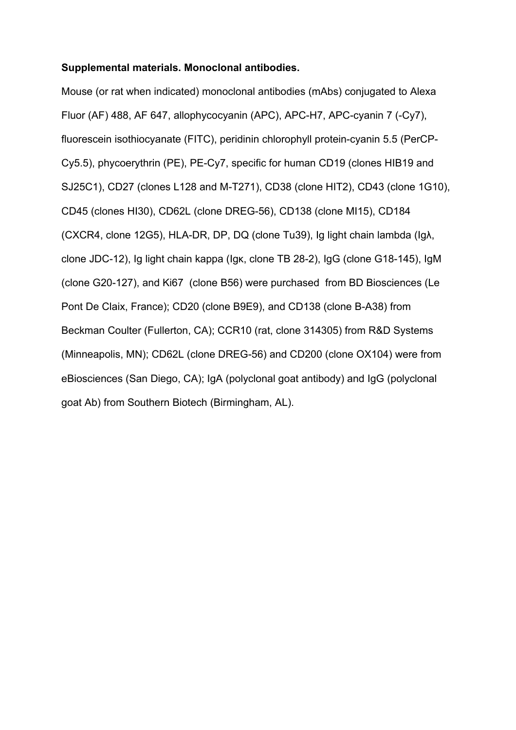**Supplemental materials. Monoclonal antibodies.**

Mouse (or rat when indicated) monoclonal antibodies (mAbs) conjugated to Alexa Fluor (AF) 488, AF 647, allophycocyanin (APC), APC-H7, APC-cyanin 7 (-Cy7), fluorescein isothiocyanate (FITC), peridinin chlorophyll protein-cyanin 5.5 (PerCP-Cy5.5), phycoerythrin (PE), PE-Cy7, specific for human CD19 (clones HIB19 and SJ25C1), CD27 (clones L128 and M-T271), CD38 (clone HIT2), CD43 (clone 1G10), CD45 (clones HI30), CD62L (clone DREG-56), CD138 (clone MI15), CD184 (CXCR4, clone 12G5), HLA-DR, DP, DQ (clone Tu39), Ig light chain lambda (Igλ, clone JDC-12), Ig light chain kappa (Igκ, clone TB 28-2), IgG (clone G18-145), IgM (clone G20-127), and Ki67 (clone B56) were purchased from BD Biosciences (Le Pont De Claix, France); CD20 (clone B9E9), and CD138 (clone B-A38) from Beckman Coulter (Fullerton, CA); CCR10 (rat, clone 314305) from R&D Systems (Minneapolis, MN); CD62L (clone DREG-56) and CD200 (clone OX104) were from eBiosciences (San Diego, CA); IgA (polyclonal goat antibody) and IgG (polyclonal goat Ab) from Southern Biotech (Birmingham, AL).